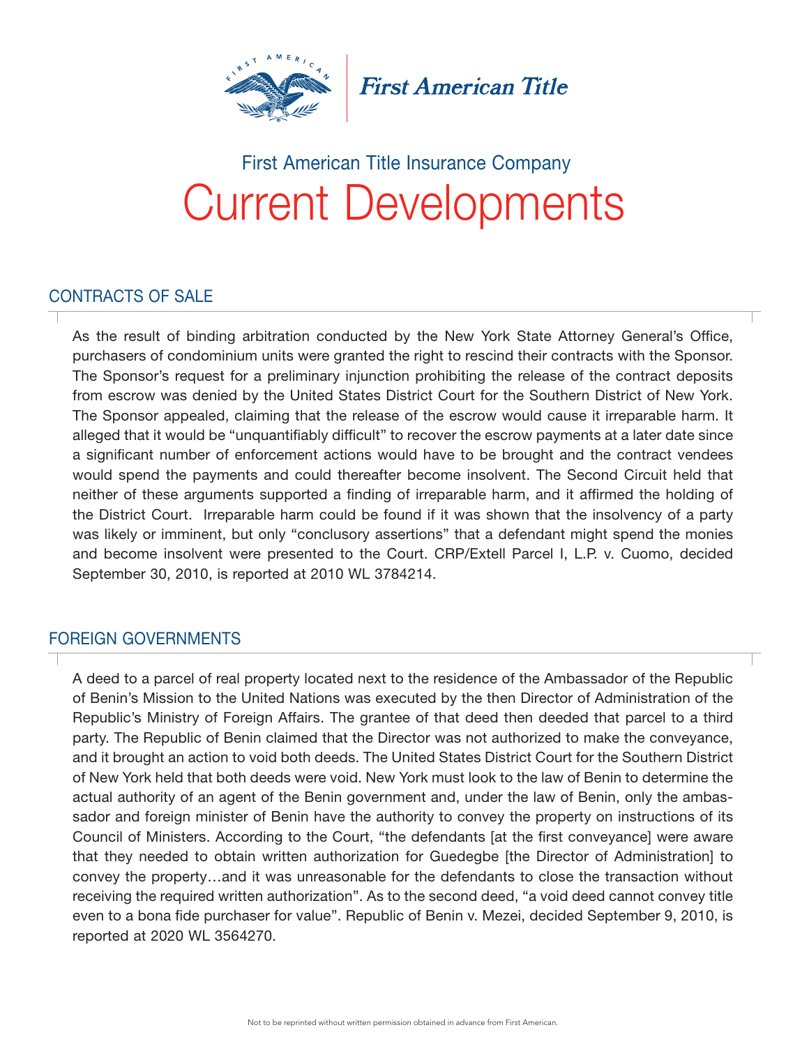First American Title

# First American Title Insurance Company

# Current Developments

## CONTRACTS OF SALE

As the result of binding arbitration conducted by the New York State Attorney General's Office, purchasers of condominium units were granted the right to rescind their contracts with the Sponsor. The Sponsor's request for a preliminary injunction prohibiting the release of the contract deposits from escrow was denied by the United States District Court for the Southern District of New York. The Sponsor appealed, claiming that the release of the escrow would cause it irreparable harm. It alleged that it would be "unquantifiably difficult" to recover the escrow payments at a later date since a significant number of enforcement actions would have to be brought and the contract vendees would spend the payments and could thereafter become insolvent. The Second Circuit held that neither of these arguments supported a finding of irreparable harm, and it affirmed the holding of the District Court. Irreparable harm could be found if it was shown that the insolvency of a party was likely or imminent, but only "conclusory assertions" that a defendant might spend the monies and become insolvent were presented to the Court. CRP/Extell Parcel I, L.P. v. Cuomo, decided September 30, 2010, is reported at 2010 WL 3784214.

## FOREIGN GOVERNMENTS

A deed to a parcel of real property located next to the residence of the Ambassador of the Republic of Benin's Mission to the United Nations was executed by the then Director of Administration of the Republic's Ministry of Foreign Affairs. The grantee of that deed then deeded that parcel to a third party. The Republic of Benin claimed that the Director was not authorized to make the conveyance, and it brought an action to void both deeds. The United States District Court for the Southern District of New York held that both deeds were void. New York must look to the law of Benin to determine the actual authority of an agent of the Benin government and, under the law of Benin, only the ambassador and foreign minister of Benin have the authority to convey the property on instructions of its Council of Ministers. According to the Court, "the defendants [at the first conveyance] were aware that they needed to obtain written authorization for Guedegbe [the Director of Administration] to convey the property…and it was unreasonable for the defendants to close the transaction without receiving the required written authorization". As to the second deed, "a void deed cannot convey title even to a bona fide purchaser for value". Republic of Benin v. Mezei, decided September 9, 2010, is reported at 2020 WL 3564270.

Not to be reprinted without written permission obtained in advance from First American.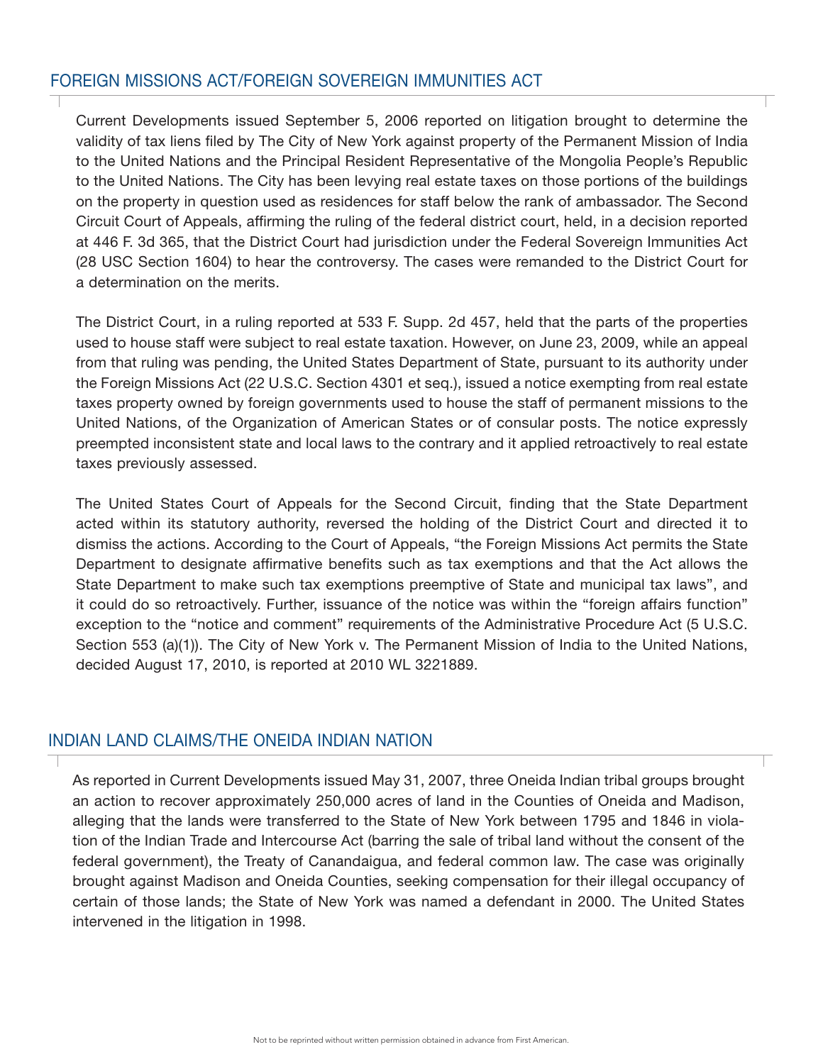## FOREIGN MISSIONS ACT/FOREIGN SOVEREIGN IMMUNITIES ACT

Current Developments issued September 5, 2006 reported on litigation brought to determine the validity of tax liens filed by The City of New York against property of the Permanent Mission of India to the United Nations and the Principal Resident Representative of the Mongolia People's Republic to the United Nations. The City has been levying real estate taxes on those portions of the buildings on the property in question used as residences for staff below the rank of ambassador. The Second Circuit Court of Appeals, affirming the ruling of the federal district court, held, in a decision reported at 446 F. 3d 365, that the District Court had jurisdiction under the Federal Sovereign Immunities Act (28 USC Section 1604) to hear the controversy. The cases were remanded to the District Court for a determination on the merits.

The District Court, in a ruling reported at 533 F. Supp. 2d 457, held that the parts of the properties used to house staff were subject to real estate taxation. However, on June 23, 2009, while an appeal from that ruling was pending, the United States Department of State, pursuant to its authority under the Foreign Missions Act (22 U.S.C. Section 4301 et seq.), issued a notice exempting from real estate taxes property owned by foreign governments used to house the staff of permanent missions to the United Nations, of the Organization of American States or of consular posts. The notice expressly preempted inconsistent state and local laws to the contrary and it applied retroactively to real estate taxes previously assessed.

The United States Court of Appeals for the Second Circuit, finding that the State Department acted within its statutory authority, reversed the holding of the District Court and directed it to dismiss the actions. According to the Court of Appeals, "the Foreign Missions Act permits the State Department to designate affirmative benefits such as tax exemptions and that the Act allows the State Department to make such tax exemptions preemptive of State and municipal tax laws", and it could do so retroactively. Further, issuance of the notice was within the "foreign affairs function" exception to the "notice and comment" requirements of the Administrative Procedure Act (5 U.S.C. Section 553 (a)(1)). The City of New York v. The Permanent Mission of India to the United Nations, decided August 17, 2010, is reported at 2010 WL 3221889.

## INDIAN LAND CLAIMS/THE ONEIDA INDIAN NATION

As reported in Current Developments issued May 31, 2007, three Oneida Indian tribal groups brought an action to recover approximately 250,000 acres of land in the Counties of Oneida and Madison, alleging that the lands were transferred to the State of New York between 1795 and 1846 in violation of the Indian Trade and Intercourse Act (barring the sale of tribal land without the consent of the federal government), the Treaty of Canandaigua, and federal common law. The case was originally brought against Madison and Oneida Counties, seeking compensation for their illegal occupancy of certain of those lands; the State of New York was named a defendant in 2000. The United States intervened in the litigation in 1998.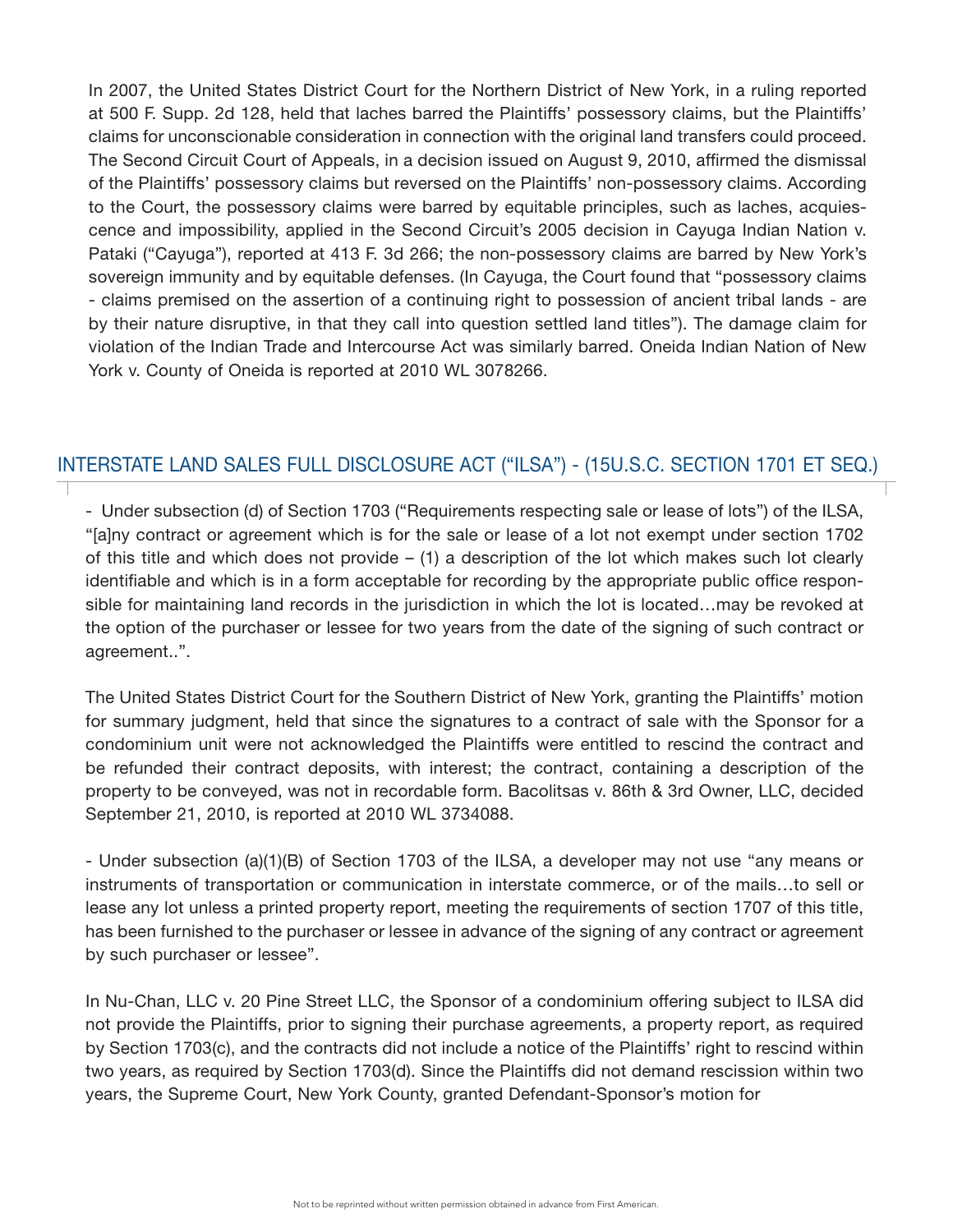In 2007, the United States District Court for the Northern District of New York, in a ruling reported at 500 F. Supp. 2d 128, held that laches barred the Plaintiffs' possessory claims, but the Plaintiffs' claims for unconscionable consideration in connection with the original land transfers could proceed. The Second Circuit Court of Appeals, in a decision issued on August 9, 2010, affirmed the dismissal of the Plaintiffs' possessory claims but reversed on the Plaintiffs' non-possessory claims. According to the Court, the possessory claims were barred by equitable principles, such as laches, acquiescence and impossibility, applied in the Second Circuit's 2005 decision in Cayuga Indian Nation v. Pataki ("Cayuga"), reported at 413 F. 3d 266; the non-possessory claims are barred by New York's sovereign immunity and by equitable defenses. (In Cayuga, the Court found that "possessory claims - claims premised on the assertion of a continuing right to possession of ancient tribal lands - are by their nature disruptive, in that they call into question settled land titles"). The damage claim for violation of the Indian Trade and Intercourse Act was similarly barred. Oneida Indian Nation of New York v. County of Oneida is reported at 2010 WL 3078266.

## INTERSTATE LAND SALES FULL DISCLOSURE ACT ("ILSA") - (15U.S.C. SECTION 1701 ET SEQ.)

- Under subsection (d) of Section 1703 ("Requirements respecting sale or lease of lots") of the ILSA, "[a]ny contract or agreement which is for the sale or lease of a lot not exempt under section 1702 of this title and which does not provide – (1) a description of the lot which makes such lot clearly identifiable and which is in a form acceptable for recording by the appropriate public office responsible for maintaining land records in the jurisdiction in which the lot is located…may be revoked at the option of the purchaser or lessee for two years from the date of the signing of such contract or agreement..".

The United States District Court for the Southern District of New York, granting the Plaintiffs' motion for summary judgment, held that since the signatures to a contract of sale with the Sponsor for a condominium unit were not acknowledged the Plaintiffs were entitled to rescind the contract and be refunded their contract deposits, with interest; the contract, containing a description of the property to be conveyed, was not in recordable form. Bacolitsas v. 86th & 3rd Owner, LLC, decided September 21, 2010, is reported at 2010 WL 3734088.

- Under subsection (a)(1)(B) of Section 1703 of the ILSA, a developer may not use "any means or instruments of transportation or communication in interstate commerce, or of the mails…to sell or lease any lot unless a printed property report, meeting the requirements of section 1707 of this title, has been furnished to the purchaser or lessee in advance of the signing of any contract or agreement by such purchaser or lessee".

In Nu-Chan, LLC v. 20 Pine Street LLC, the Sponsor of a condominium offering subject to ILSA did not provide the Plaintiffs, prior to signing their purchase agreements, a property report, as required by Section 1703(c), and the contracts did not include a notice of the Plaintiffs' right to rescind within two years, as required by Section 1703(d). Since the Plaintiffs did not demand rescission within two years, the Supreme Court, New York County, granted Defendant-Sponsor's motion for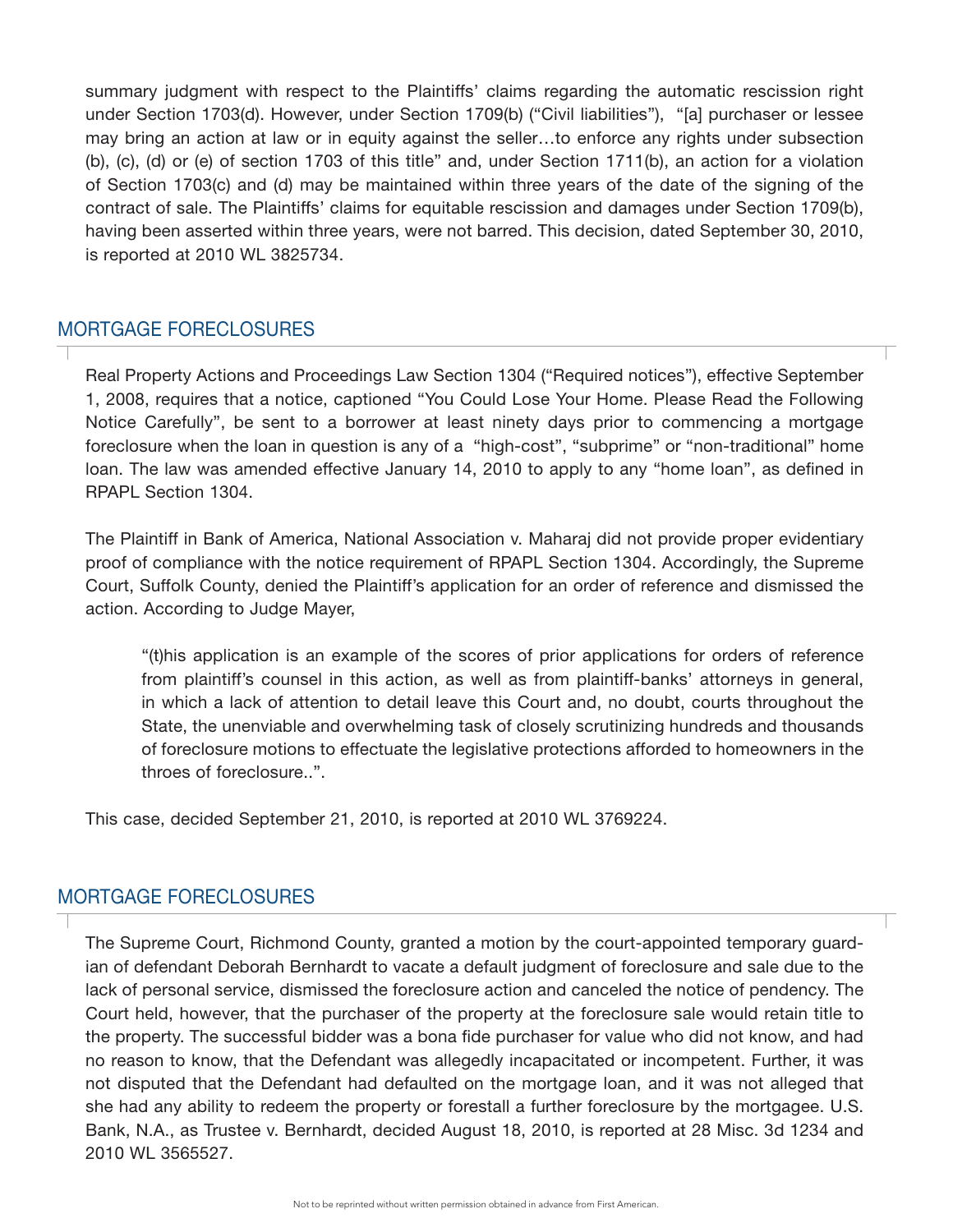summary judgment with respect to the Plaintiffs' claims regarding the automatic rescission right under Section 1703(d). However, under Section 1709(b) ("Civil liabilities"), "[a] purchaser or lessee may bring an action at law or in equity against the seller…to enforce any rights under subsection (b), (c), (d) or (e) of section 1703 of this title" and, under Section 1711(b), an action for a violation of Section 1703(c) and (d) may be maintained within three years of the date of the signing of the contract of sale. The Plaintiffs' claims for equitable rescission and damages under Section 1709(b), having been asserted within three years, were not barred. This decision, dated September 30, 2010, is reported at 2010 WL 3825734.

## MORTGAGE FORECLOSURES

Real Property Actions and Proceedings Law Section 1304 ("Required notices"), effective September 1, 2008, requires that a notice, captioned "You Could Lose Your Home. Please Read the Following Notice Carefully", be sent to a borrower at least ninety days prior to commencing a mortgage foreclosure when the loan in question is any of a "high-cost", "subprime" or "non-traditional" home loan. The law was amended effective January 14, 2010 to apply to any "home loan", as defined in RPAPL Section 1304.

The Plaintiff in Bank of America, National Association v. Maharaj did not provide proper evidentiary proof of compliance with the notice requirement of RPAPL Section 1304. Accordingly, the Supreme Court, Suffolk County, denied the Plaintiff's application for an order of reference and dismissed the action. According to Judge Mayer,

> "(t)his application is an example of the scores of prior applications for orders of reference from plaintiff's counsel in this action, as well as from plaintiff-banks' attorneys in general, in which a lack of attention to detail leave this Court and, no doubt, courts throughout the State, the unenviable and overwhelming task of closely scrutinizing hundreds and thousands of foreclosure motions to effectuate the legislative protections afforded to homeowners in the throes of foreclosure..".

This case, decided September 21, 2010, is reported at 2010 WL 3769224.

## MORTGAGE FORECLOSURES

The Supreme Court, Richmond County, granted a motion by the court-appointed temporary guardian of defendant Deborah Bernhardt to vacate a default judgment of foreclosure and sale due to the lack of personal service, dismissed the foreclosure action and canceled the notice of pendency. The Court held, however, that the purchaser of the property at the foreclosure sale would retain title to the property. The successful bidder was a bona fide purchaser for value who did not know, and had no reason to know, that the Defendant was allegedly incapacitated or incompetent. Further, it was not disputed that the Defendant had defaulted on the mortgage loan, and it was not alleged that she had any ability to redeem the property or forestall a further foreclosure by the mortgagee. U.S. Bank, N.A., as Trustee v. Bernhardt, decided August 18, 2010, is reported at 28 Misc. 3d 1234 and 2010 WL 3565527.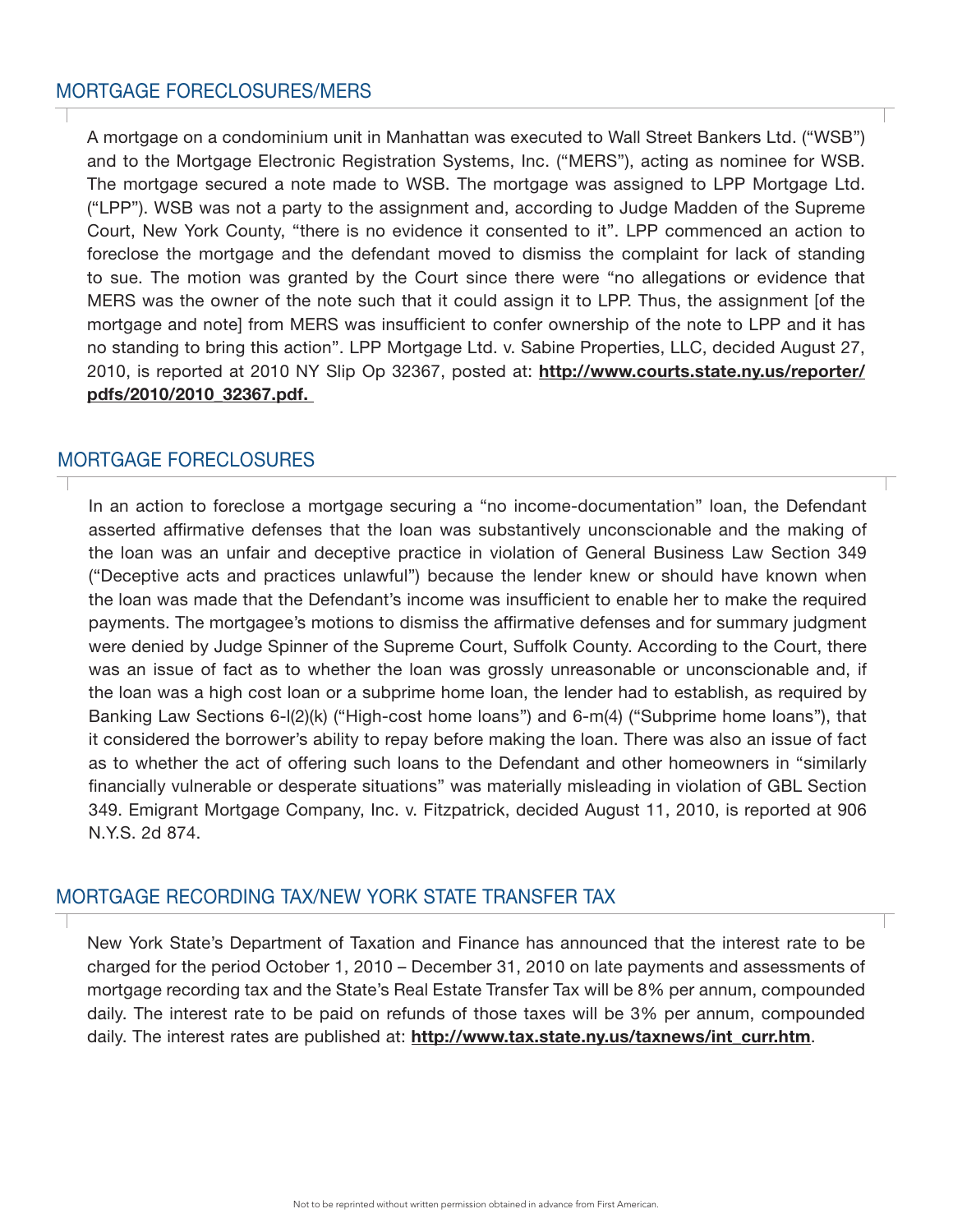## MORTGAGE FORECLOSURES/MERS

A mortgage on a condominium unit in Manhattan was executed to Wall Street Bankers Ltd. ("WSB") and to the Mortgage Electronic Registration Systems, Inc. ("MERS"), acting as nominee for WSB. The mortgage secured a note made to WSB. The mortgage was assigned to LPP Mortgage Ltd. ("LPP"). WSB was not a party to the assignment and, according to Judge Madden of the Supreme Court, New York County, "there is no evidence it consented to it". LPP commenced an action to foreclose the mortgage and the defendant moved to dismiss the complaint for lack of standing to sue. The motion was granted by the Court since there were "no allegations or evidence that MERS was the owner of the note such that it could assign it to LPP. Thus, the assignment [of the mortgage and note] from MERS was insufficient to confer ownership of the note to LPP and it has no standing to bring this action". LPP Mortgage Ltd. v. Sabine Properties, LLC, decided August 27, 2010, is reported at 2010 NY Slip Op 32367, posted at: **http://www.courts.state.ny.us/reporter/pdfs/2010/2010_32367.pdf.**

## MORTGAGE FORECLOSURES

In an action to foreclose a mortgage securing a "no income-documentation" loan, the Defendant asserted affirmative defenses that the loan was substantively unconscionable and the making of the loan was an unfair and deceptive practice in violation of General Business Law Section 349 ("Deceptive acts and practices unlawful") because the lender knew or should have known when the loan was made that the Defendant's income was insufficient to enable her to make the required payments. The mortgagee's motions to dismiss the affirmative defenses and for summary judgment were denied by Judge Spinner of the Supreme Court, Suffolk County. According to the Court, there was an issue of fact as to whether the loan was grossly unreasonable or unconscionable and, if the loan was a high cost loan or a subprime home loan, the lender had to establish, as required by Banking Law Sections 6-l(2)(k) ("High-cost home loans") and 6-m(4) ("Subprime home loans"), that it considered the borrower's ability to repay before making the loan. There was also an issue of fact as to whether the act of offering such loans to the Defendant and other homeowners in "similarly financially vulnerable or desperate situations" was materially misleading in violation of GBL Section 349. Emigrant Mortgage Company, Inc. v. Fitzpatrick, decided August 11, 2010, is reported at 906 N.Y.S. 2d 874.

## MORTGAGE RECORDING TAX/NEW YORK STATE TRANSFER TAX

New York State's Department of Taxation and Finance has announced that the interest rate to be charged for the period October 1, 2010 – December 31, 2010 on late payments and assessments of mortgage recording tax and the State's Real Estate Transfer Tax will be 8% per annum, compounded daily. The interest rate to be paid on refunds of those taxes will be 3% per annum, compounded daily. The interest rates are published at: **http://www.tax.state.ny.us/taxnews/int_curr.htm**.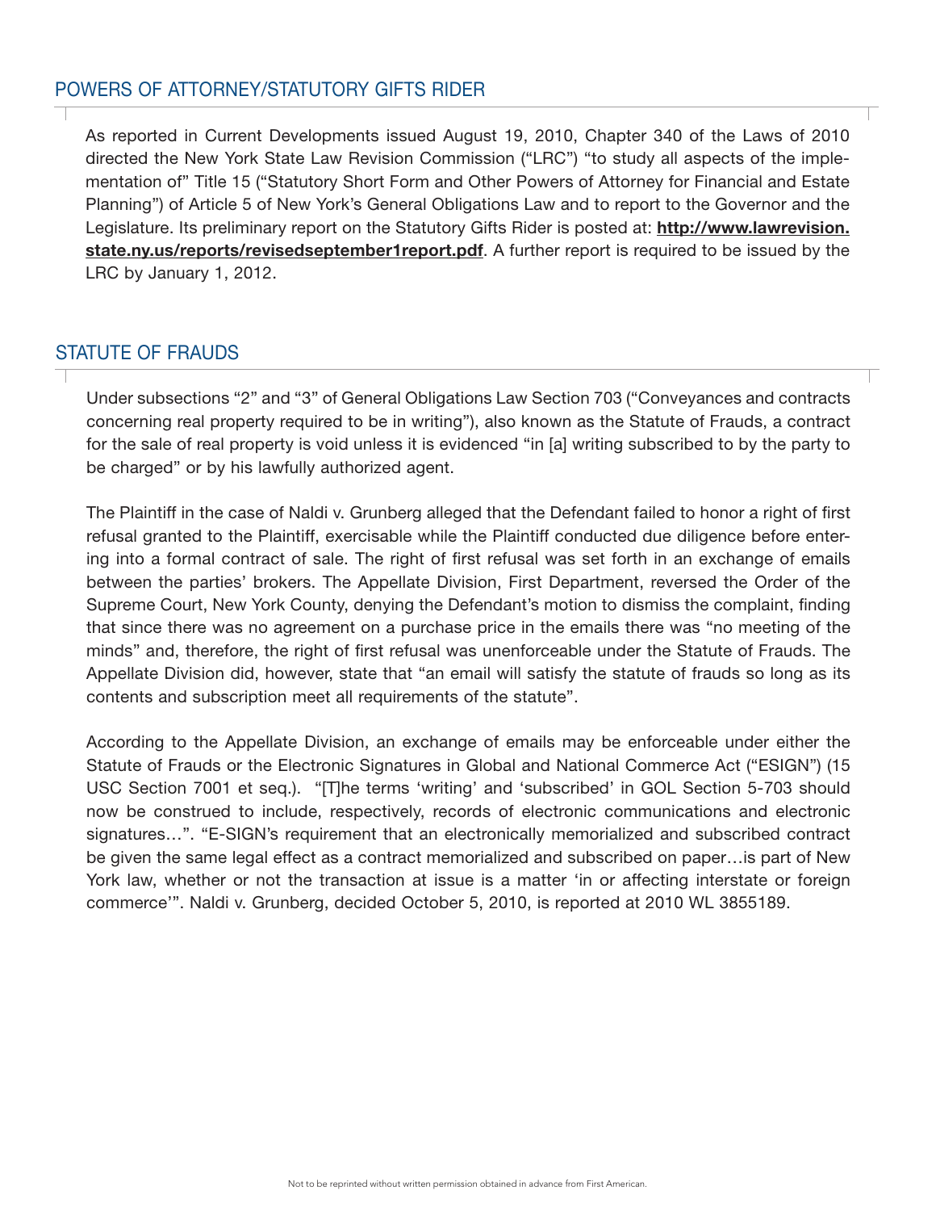## POWERS OF ATTORNEY/STATUTORY GIFTS RIDER

As reported in Current Developments issued August 19, 2010, Chapter 340 of the Laws of 2010 directed the New York State Law Revision Commission ("LRC") "to study all aspects of the implementation of" Title 15 ("Statutory Short Form and Other Powers of Attorney for Financial and Estate Planning") of Article 5 of New York's General Obligations Law and to report to the Governor and the Legislature. Its preliminary report on the Statutory Gifts Rider is posted at: **http://www.lawrevision.state.ny.us/reports/revisedseptember1report.pdf**. A further report is required to be issued by the LRC by January 1, 2012.

## STATUTE OF FRAUDS

Under subsections "2" and "3" of General Obligations Law Section 703 ("Conveyances and contracts concerning real property required to be in writing"), also known as the Statute of Frauds, a contract for the sale of real property is void unless it is evidenced "in [a] writing subscribed to by the party to be charged" or by his lawfully authorized agent.

The Plaintiff in the case of Naldi v. Grunberg alleged that the Defendant failed to honor a right of first refusal granted to the Plaintiff, exercisable while the Plaintiff conducted due diligence before entering into a formal contract of sale. The right of first refusal was set forth in an exchange of emails between the parties' brokers. The Appellate Division, First Department, reversed the Order of the Supreme Court, New York County, denying the Defendant's motion to dismiss the complaint, finding that since there was no agreement on a purchase price in the emails there was "no meeting of the minds" and, therefore, the right of first refusal was unenforceable under the Statute of Frauds. The Appellate Division did, however, state that "an email will satisfy the statute of frauds so long as its contents and subscription meet all requirements of the statute".

According to the Appellate Division, an exchange of emails may be enforceable under either the Statute of Frauds or the Electronic Signatures in Global and National Commerce Act ("ESIGN") (15 USC Section 7001 et seq.). "[T]he terms 'writing' and 'subscribed' in GOL Section 5-703 should now be construed to include, respectively, records of electronic communications and electronic signatures…". "E-SIGN's requirement that an electronically memorialized and subscribed contract be given the same legal effect as a contract memorialized and subscribed on paper…is part of New York law, whether or not the transaction at issue is a matter 'in or affecting interstate or foreign commerce'". Naldi v. Grunberg, decided October 5, 2010, is reported at 2010 WL 3855189.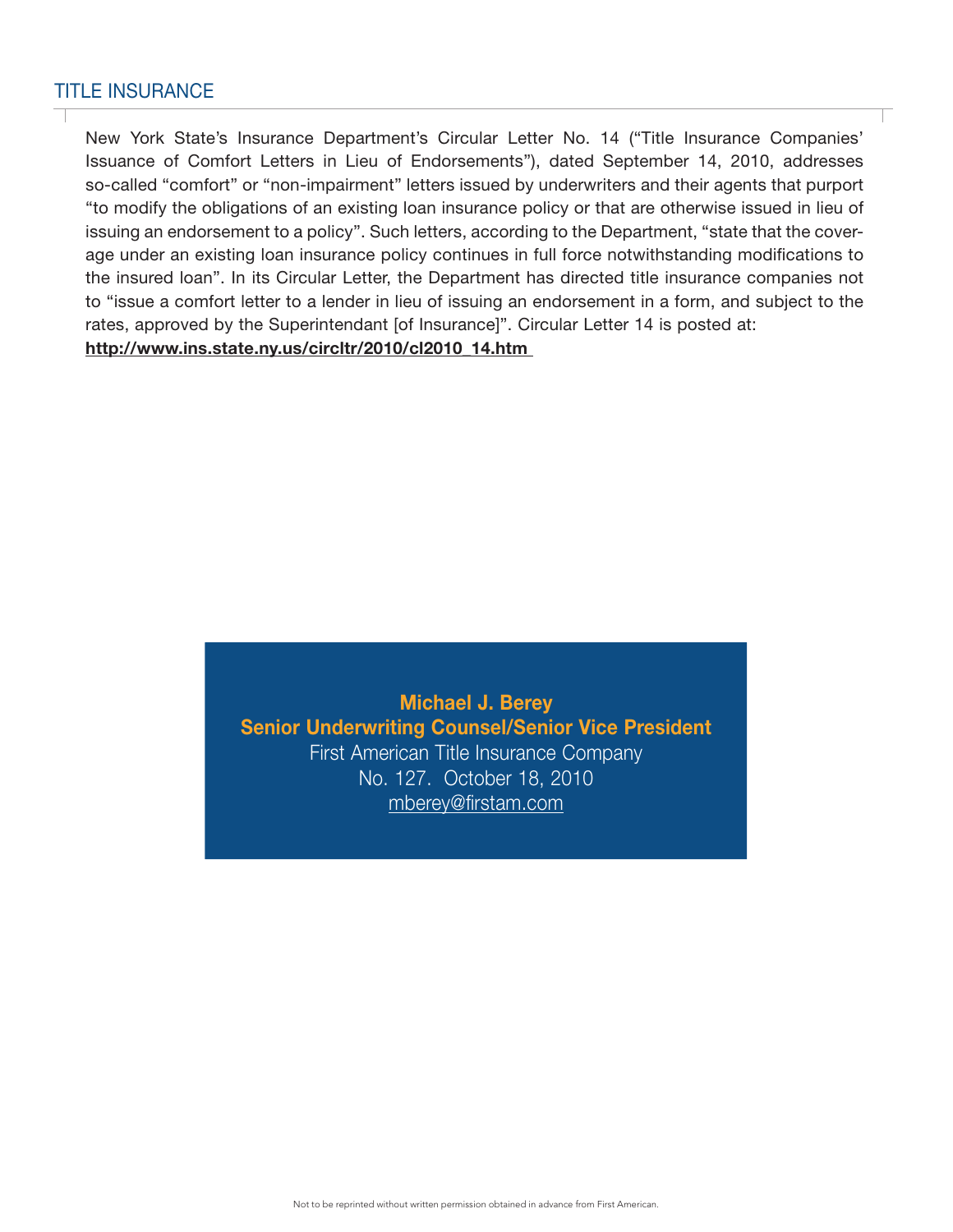## TITLE INSURANCE

New York State's Insurance Department's Circular Letter No. 14 ("Title Insurance Companies' Issuance of Comfort Letters in Lieu of Endorsements"), dated September 14, 2010, addresses so-called "comfort" or "non-impairment" letters issued by underwriters and their agents that purport "to modify the obligations of an existing loan insurance policy or that are otherwise issued in lieu of issuing an endorsement to a policy". Such letters, according to the Department, "state that the coverage under an existing loan insurance policy continues in full force notwithstanding modifications to the insured loan". In its Circular Letter, the Department has directed title insurance companies not to "issue a comfort letter to a lender in lieu of issuing an endorsement in a form, and subject to the rates, approved by the Superintendant [of Insurance]". Circular Letter 14 is posted at:

**http://www.ins.state.ny.us/circltr/2010/cl2010_14.htm**

**Michael J. Berey**
**Senior Underwriting Counsel/Senior Vice President**
First American Title Insurance Company
No. 127. October 18, 2010
mberey@firstam.com

Not to be reprinted without written permission obtained in advance from First American.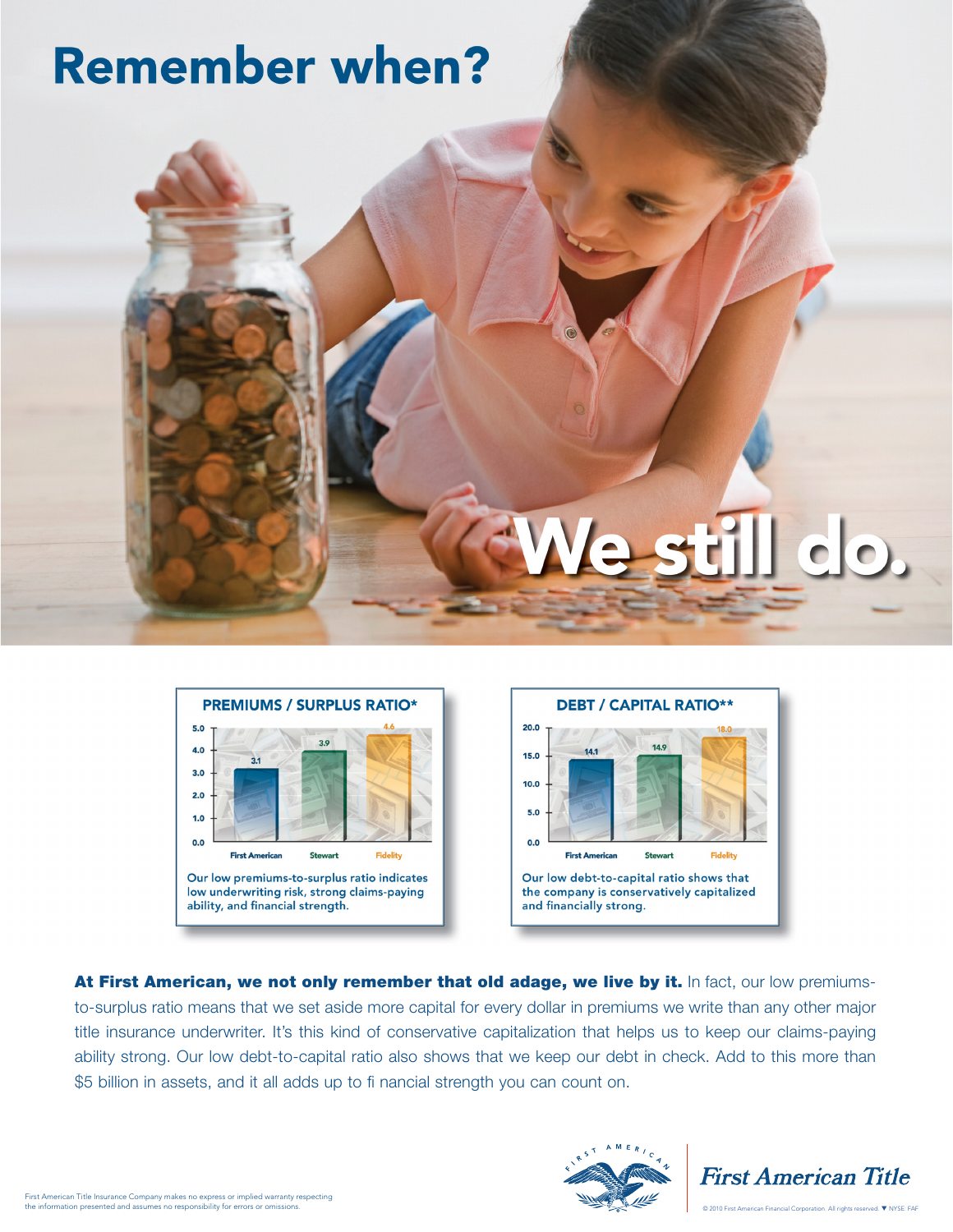# Remember when?

We still do.

PREMIUMS / SURPLUS RATIO*

5.0
4.0
3.0
2.0
1.0
0.0

3.1
3.9
4.6

First American
Stewart
Fidelity

Our low premiums-to-surplus ratio indicates low underwriting risk, strong claims-paying ability, and financial strength.

DEBT / CAPITAL RATIO**

20.0
15.0
10.0
5.0
0.0

14.1
14.9
18.0

First American
Stewart
Fidelity

Our low debt-to-capital ratio shows that the company is conservatively capitalized and financially strong.

**At First American, we not only remember that old adage, we live by it.** In fact, our low premiums-to-surplus ratio means that we set aside more capital for every dollar in premiums we write than any other major title insurance underwriter. It's this kind of conservative capitalization that helps us to keep our claims-paying ability strong. Our low debt-to-capital ratio also shows that we keep our debt in check. Add to this more than $5 billion in assets, and it all adds up to fi nancial strength you can count on.

First American Title

First American Title Insurance Company makes no express or implied warranty respecting the information presented and assumes no responsibility for errors or omissions.

© 2010 First American Financial Corporation. All rights reserved. ▼ NYSE: FAF